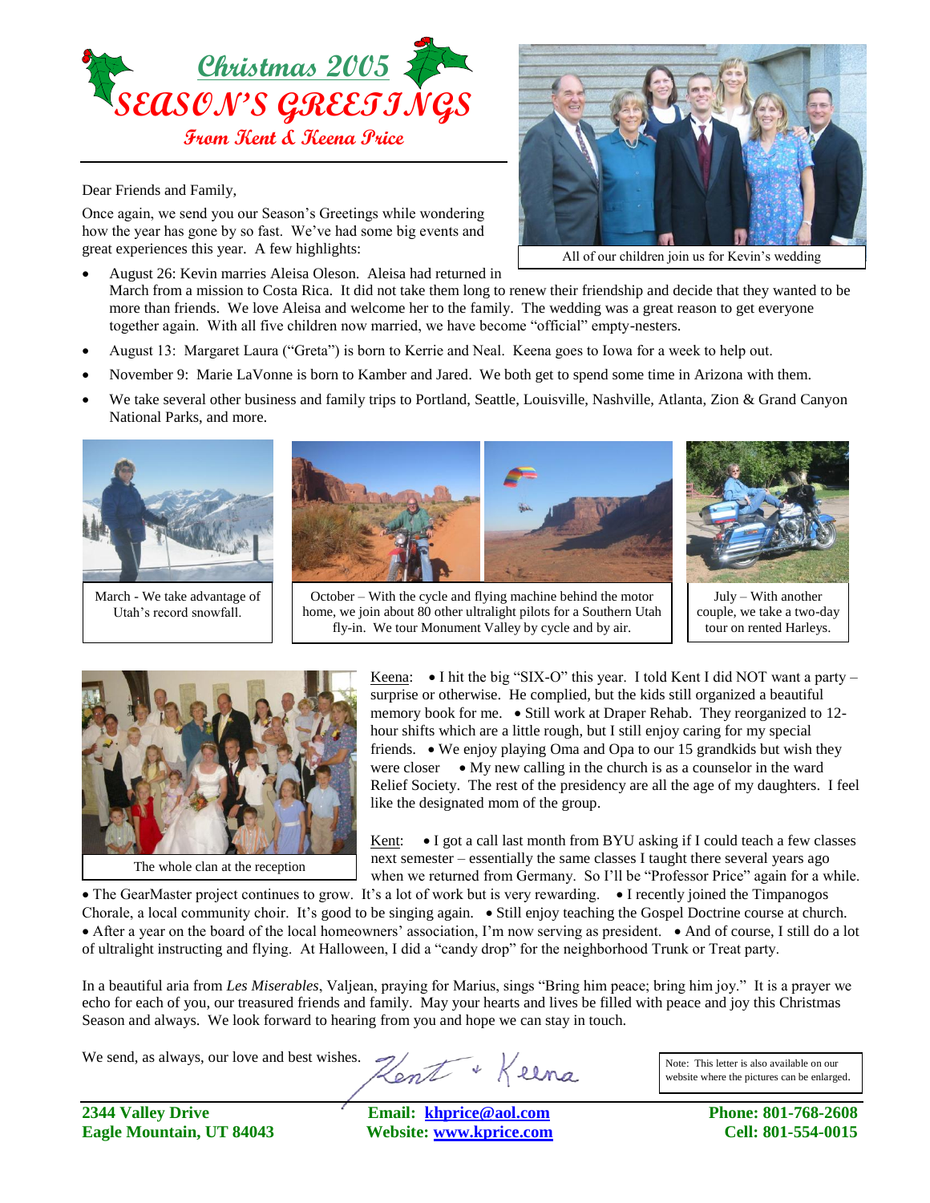# Christmas 2005

# SEASON'S GREETINGS

## From Kent & Keena Price

All of our children join us for Kevin's wedding

Dear Friends and Family,

Once again, we send you our Season's Greetings while wondering how the year has gone by so fast. We've had some big events and great experiences this year. A few highlights:

- August 26: Kevin marries Aleisa Oleson. Aleisa had returned in March from a mission to Costa Rica. It did not take them long to renew their friendship and decide that they wanted to be more than friends. We love Aleisa and welcome her to the family. The wedding was a great reason to get everyone together again. With all five children now married, we have become "official" empty-nesters.
- August 13: Margaret Laura ("Greta") is born to Kerrie and Neal. Keena goes to Iowa for a week to help out.
- November 9: Marie LaVonne is born to Kamber and Jared. We both get to spend some time in Arizona with them.
- We take several other business and family trips to Portland, Seattle, Louisville, Nashville, Atlanta, Zion & Grand Canyon National Parks, and more.

March - We take advantage of Utah's record snowfall.

October – With the cycle and flying machine behind the motor home, we join about 80 other ultralight pilots for a Southern Utah fly-in. We tour Monument Valley by cycle and by air.

July – With another couple, we take a two-day tour on rented Harleys.

The whole clan at the reception

Keena: • I hit the big "SIX-O" this year. I told Kent I did NOT want a party – surprise or otherwise. He complied, but the kids still organized a beautiful memory book for me. • Still work at Draper Rehab. They reorganized to 12-hour shifts which are a little rough, but I still enjoy caring for my special friends. • We enjoy playing Oma and Opa to our 15 grandkids but wish they were closer • My new calling in the church is as a counselor in the ward Relief Society. The rest of the presidency are all the age of my daughters. I feel like the designated mom of the group.

Kent: • I got a call last month from BYU asking if I could teach a few classes next semester – essentially the same classes I taught there several years ago when we returned from Germany. So I'll be "Professor Price" again for a while. • The GearMaster project continues to grow. It's a lot of work but is very rewarding. • I recently joined the Timpanogos Chorale, a local community choir. It's good to be singing again. • Still enjoy teaching the Gospel Doctrine course at church. • After a year on the board of the local homeowners' association, I'm now serving as president. • And of course, I still do a lot of ultralight instructing and flying. At Halloween, I did a "candy drop" for the neighborhood Trunk or Treat party.

In a beautiful aria from *Les Miserables*, Valjean, praying for Marius, sings "Bring him peace; bring him joy." It is a prayer we echo for each of you, our treasured friends and family. May your hearts and lives be filled with peace and joy this Christmas Season and always. We look forward to hearing from you and hope we can stay in touch.

We send, as always, our love and best wishes. Kent + Keena

Note: This letter is also available on our website where the pictures can be enlarged.

**2344 Valley Drive**
**Eagle Mountain, UT 84043**

**Email: khprice@aol.com**
**Website: www.kprice.com**

**Phone: 801-768-2608**
**Cell: 801-554-0015**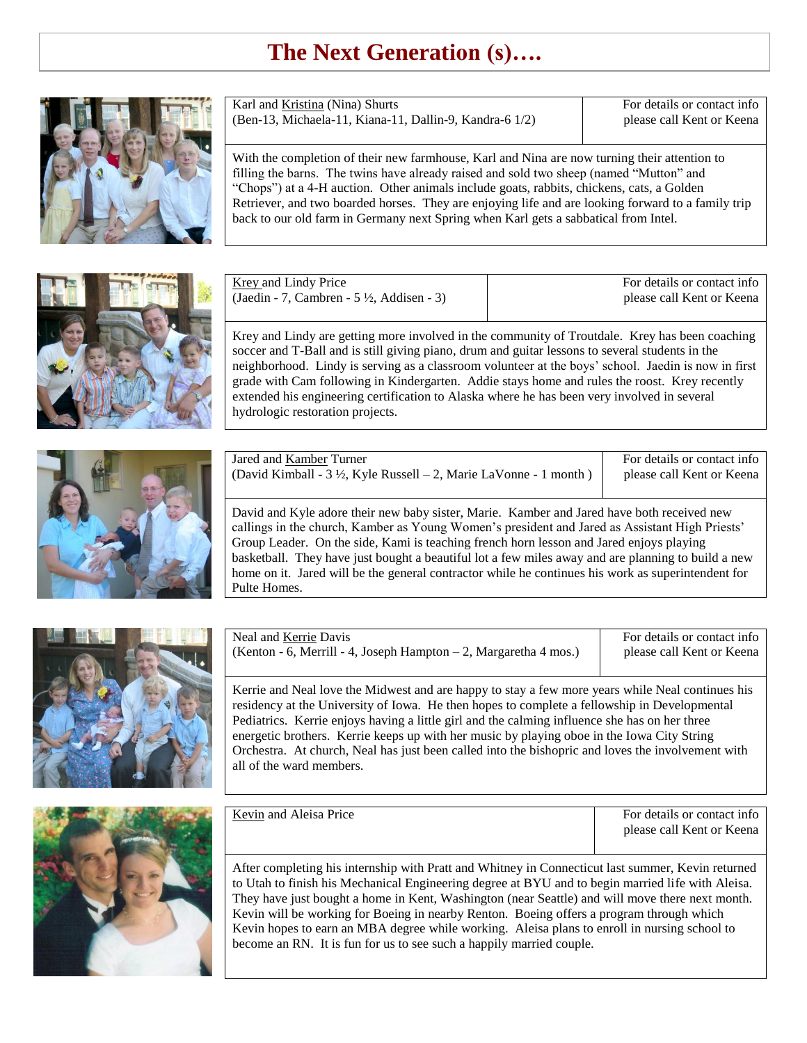# The Next Generation (s)….

Karl and Kristina (Nina) Shurts
(Ben-13, Michaela-11, Kiana-11, Dallin-9, Kandra-6 1/2)

For details or contact info please call Kent or Keena

With the completion of their new farmhouse, Karl and Nina are now turning their attention to filling the barns. The twins have already raised and sold two sheep (named "Mutton" and "Chops") at a 4-H auction. Other animals include goats, rabbits, chickens, cats, a Golden Retriever, and two boarded horses. They are enjoying life and are looking forward to a family trip back to our old farm in Germany next Spring when Karl gets a sabbatical from Intel.

Krey and Lindy Price
(Jaedin - 7, Cambren - 5 ½, Addisen - 3)

For details or contact info please call Kent or Keena

Krey and Lindy are getting more involved in the community of Troutdale. Krey has been coaching soccer and T-Ball and is still giving piano, drum and guitar lessons to several students in the neighborhood. Lindy is serving as a classroom volunteer at the boys' school. Jaedin is now in first grade with Cam following in Kindergarten. Addie stays home and rules the roost. Krey recently extended his engineering certification to Alaska where he has been very involved in several hydrologic restoration projects.

Jared and Kamber Turner
(David Kimball - 3 ½, Kyle Russell – 2, Marie LaVonne - 1 month )

For details or contact info please call Kent or Keena

David and Kyle adore their new baby sister, Marie. Kamber and Jared have both received new callings in the church, Kamber as Young Women's president and Jared as Assistant High Priests' Group Leader. On the side, Kami is teaching french horn lesson and Jared enjoys playing basketball. They have just bought a beautiful lot a few miles away and are planning to build a new home on it. Jared will be the general contractor while he continues his work as superintendent for Pulte Homes.

Neal and Kerrie Davis
(Kenton - 6, Merrill - 4, Joseph Hampton – 2, Margaretha 4 mos.)

For details or contact info please call Kent or Keena

Kerrie and Neal love the Midwest and are happy to stay a few more years while Neal continues his residency at the University of Iowa. He then hopes to complete a fellowship in Developmental Pediatrics. Kerrie enjoys having a little girl and the calming influence she has on her three energetic brothers. Kerrie keeps up with her music by playing oboe in the Iowa City String Orchestra. At church, Neal has just been called into the bishopric and loves the involvement with all of the ward members.

Kevin and Aleisa Price

For details or contact info please call Kent or Keena

After completing his internship with Pratt and Whitney in Connecticut last summer, Kevin returned to Utah to finish his Mechanical Engineering degree at BYU and to begin married life with Aleisa. They have just bought a home in Kent, Washington (near Seattle) and will move there next month. Kevin will be working for Boeing in nearby Renton. Boeing offers a program through which Kevin hopes to earn an MBA degree while working. Aleisa plans to enroll in nursing school to become an RN. It is fun for us to see such a happily married couple.